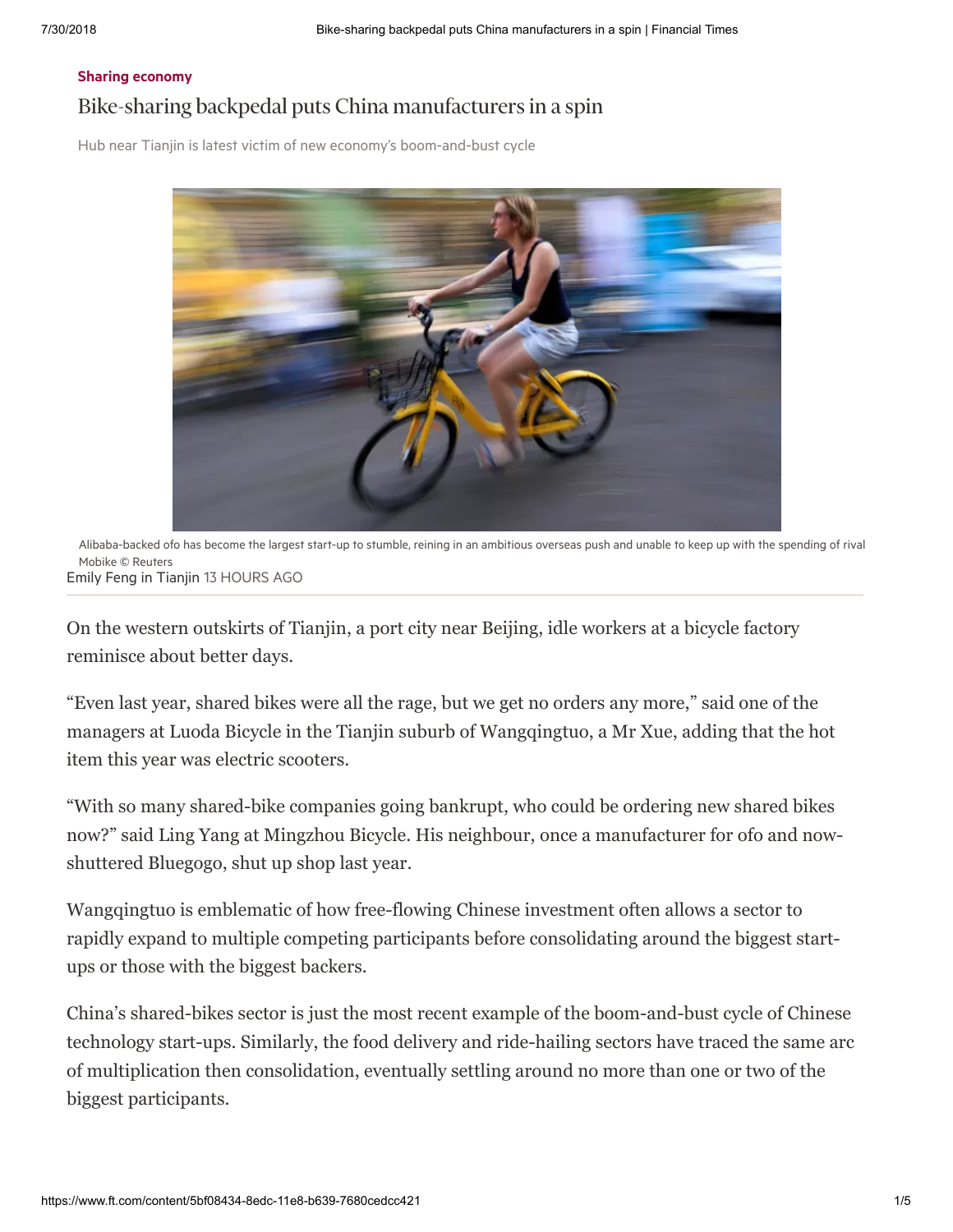Sharing economy

# Bike-sharing backpedal puts China manufacturers in a spin

Hub near Tianjin is latest victim of new economy's boom-and-bust cycle

Alibaba-backed ofo has become the largest start-up to stumble, reining in an ambitious overseas push and unable to keep up with the spending of rival Mobike © Reuters

Emily Feng in Tianjin 13 HOURS AGO

On the western outskirts of Tianjin, a port city near Beijing, idle workers at a bicycle factory reminisce about better days.

"Even last year, shared bikes were all the rage, but we get no orders any more," said one of the managers at Luoda Bicycle in the Tianjin suburb of Wangqingtuo, a Mr Xue, adding that the hot item this year was electric scooters.

"With so many shared-bike companies going bankrupt, who could be ordering new shared bikes now?" said Ling Yang at Mingzhou Bicycle. His neighbour, once a manufacturer for ofo and now-shuttered Bluegogo, shut up shop last year.

Wangqingtuo is emblematic of how free-flowing Chinese investment often allows a sector to rapidly expand to multiple competing participants before consolidating around the biggest start-ups or those with the biggest backers.

China's shared-bikes sector is just the most recent example of the boom-and-bust cycle of Chinese technology start-ups. Similarly, the food delivery and ride-hailing sectors have traced the same arc of multiplication then consolidation, eventually settling around no more than one or two of the biggest participants.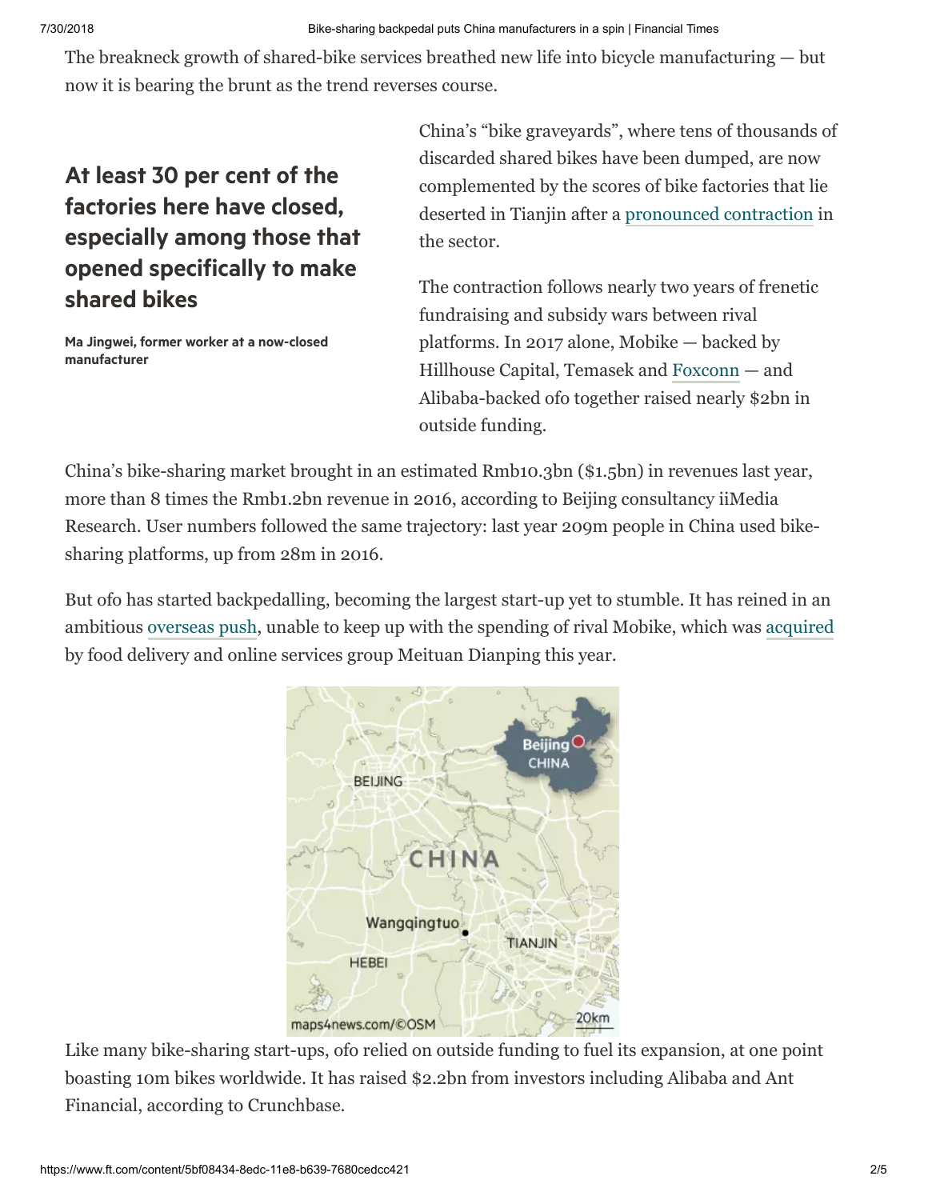The breakneck growth of shared-bike services breathed new life into bicycle manufacturing — but now it is bearing the brunt as the trend reverses course.

> **At least 30 per cent of the factories here have closed, especially among those that opened specifically to make shared bikes**
>
> **Ma Jingwei, former worker at a now-closed manufacturer**

China's "bike graveyards", where tens of thousands of discarded shared bikes have been dumped, are now complemented by the scores of bike factories that lie deserted in Tianjin after a pronounced contraction in the sector.

The contraction follows nearly two years of frenetic fundraising and subsidy wars between rival platforms. In 2017 alone, Mobike — backed by Hillhouse Capital, Temasek and Foxconn — and Alibaba-backed ofo together raised nearly $2bn in outside funding.

China's bike-sharing market brought in an estimated Rmb10.3bn ($1.5bn) in revenues last year, more than 8 times the Rmb1.2bn revenue in 2016, according to Beijing consultancy iiMedia Research. User numbers followed the same trajectory: last year 209m people in China used bike-sharing platforms, up from 28m in 2016.

But ofo has started backpedalling, becoming the largest start-up yet to stumble. It has reined in an ambitious overseas push, unable to keep up with the spending of rival Mobike, which was acquired by food delivery and online services group Meituan Dianping this year.

Like many bike-sharing start-ups, ofo relied on outside funding to fuel its expansion, at one point boasting 10m bikes worldwide. It has raised $2.2bn from investors including Alibaba and Ant Financial, according to Crunchbase.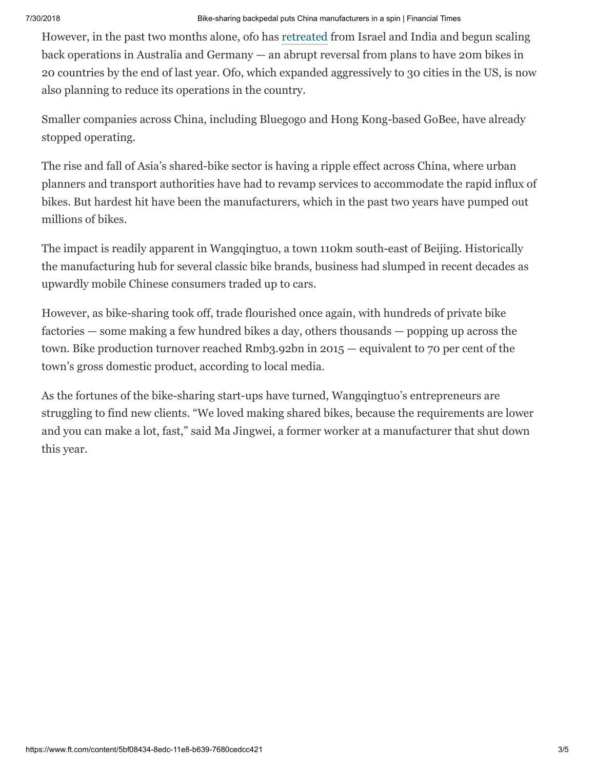However, in the past two months alone, ofo has retreated from Israel and India and begun scaling back operations in Australia and Germany — an abrupt reversal from plans to have 20m bikes in 20 countries by the end of last year. Ofo, which expanded aggressively to 30 cities in the US, is now also planning to reduce its operations in the country.

Smaller companies across China, including Bluegogo and Hong Kong-based GoBee, have already stopped operating.

The rise and fall of Asia's shared-bike sector is having a ripple effect across China, where urban planners and transport authorities have had to revamp services to accommodate the rapid influx of bikes. But hardest hit have been the manufacturers, which in the past two years have pumped out millions of bikes.

The impact is readily apparent in Wangqingtuo, a town 110km south-east of Beijing. Historically the manufacturing hub for several classic bike brands, business had slumped in recent decades as upwardly mobile Chinese consumers traded up to cars.

However, as bike-sharing took off, trade flourished once again, with hundreds of private bike factories — some making a few hundred bikes a day, others thousands — popping up across the town. Bike production turnover reached Rmb3.92bn in 2015 — equivalent to 70 per cent of the town's gross domestic product, according to local media.

As the fortunes of the bike-sharing start-ups have turned, Wangqingtuo's entrepreneurs are struggling to find new clients. "We loved making shared bikes, because the requirements are lower and you can make a lot, fast," said Ma Jingwei, a former worker at a manufacturer that shut down this year.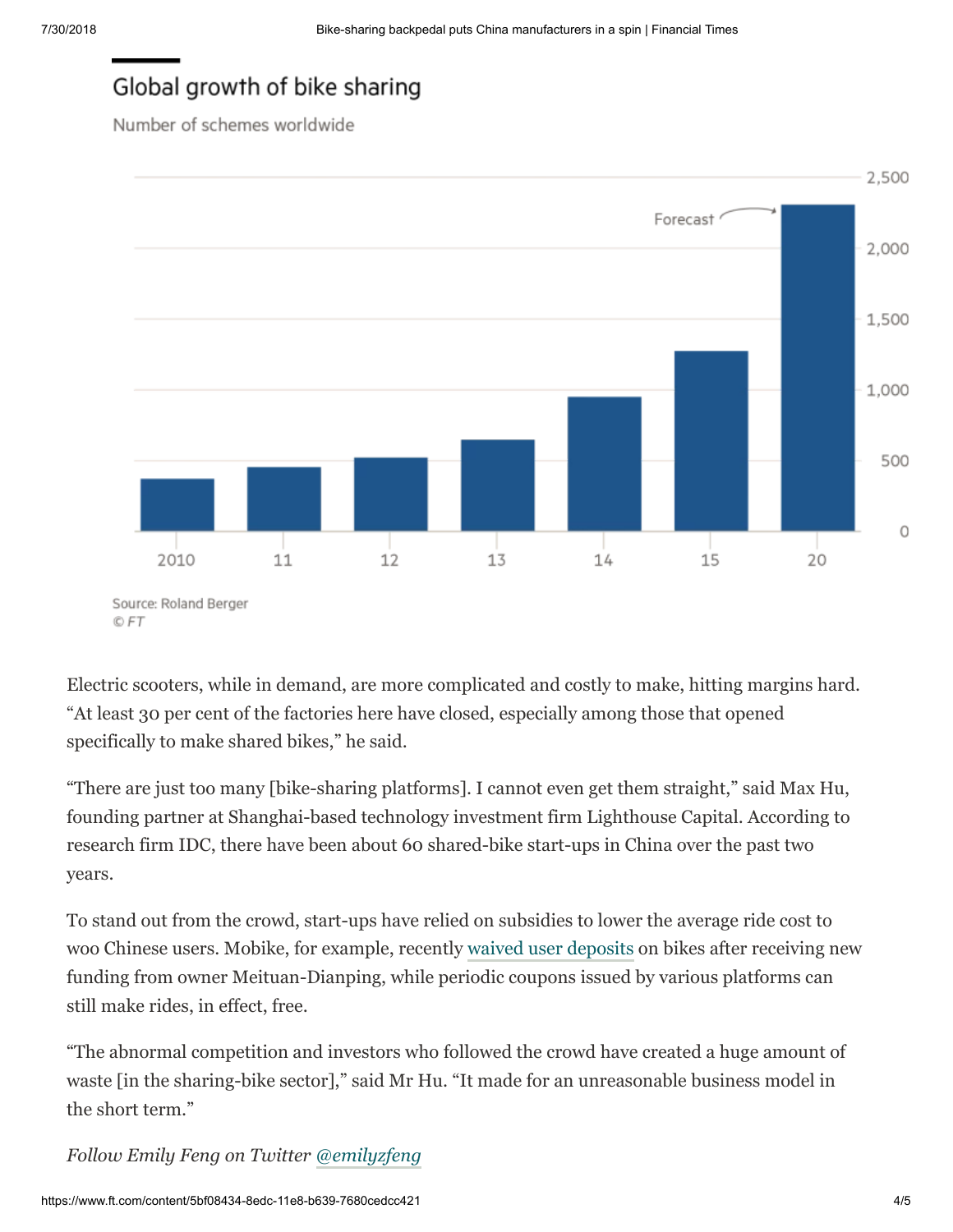## Global growth of bike sharing

Number of schemes worldwide

Forecast

Source: Roland Berger

© FT

Electric scooters, while in demand, are more complicated and costly to make, hitting margins hard. "At least 30 per cent of the factories here have closed, especially among those that opened specifically to make shared bikes," he said.

"There are just too many [bike-sharing platforms]. I cannot even get them straight," said Max Hu, founding partner at Shanghai-based technology investment firm Lighthouse Capital. According to research firm IDC, there have been about 60 shared-bike start-ups in China over the past two years.

To stand out from the crowd, start-ups have relied on subsidies to lower the average ride cost to woo Chinese users. Mobike, for example, recently waived user deposits on bikes after receiving new funding from owner Meituan-Dianping, while periodic coupons issued by various platforms can still make rides, in effect, free.

"The abnormal competition and investors who followed the crowd have created a huge amount of waste [in the sharing-bike sector]," said Mr Hu. "It made for an unreasonable business model in the short term."

*Follow Emily Feng on Twitter @emilyzfeng*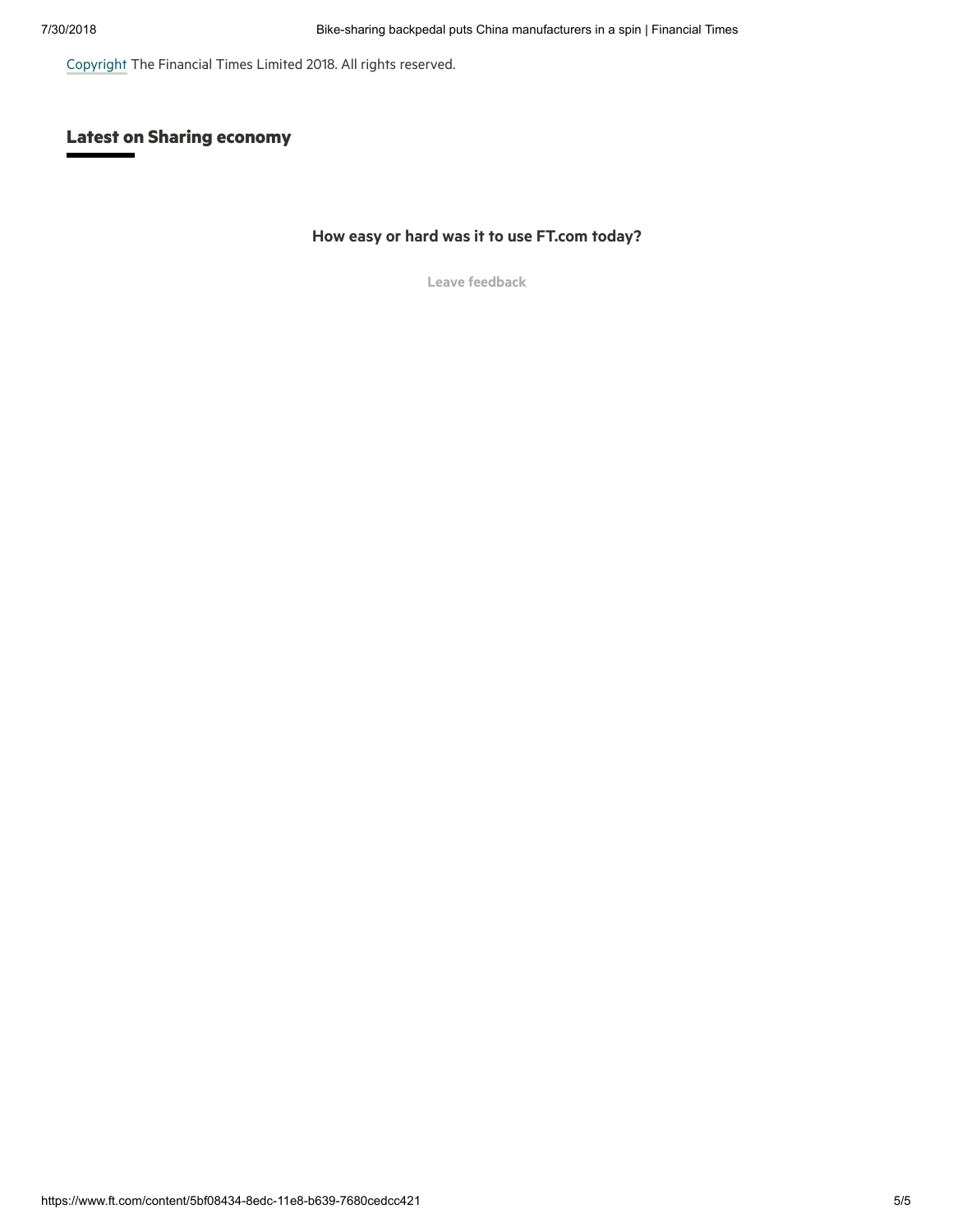Copyright The Financial Times Limited 2018. All rights reserved.

## Latest on Sharing economy

**How easy or hard was it to use FT.com today?**

Leave feedback